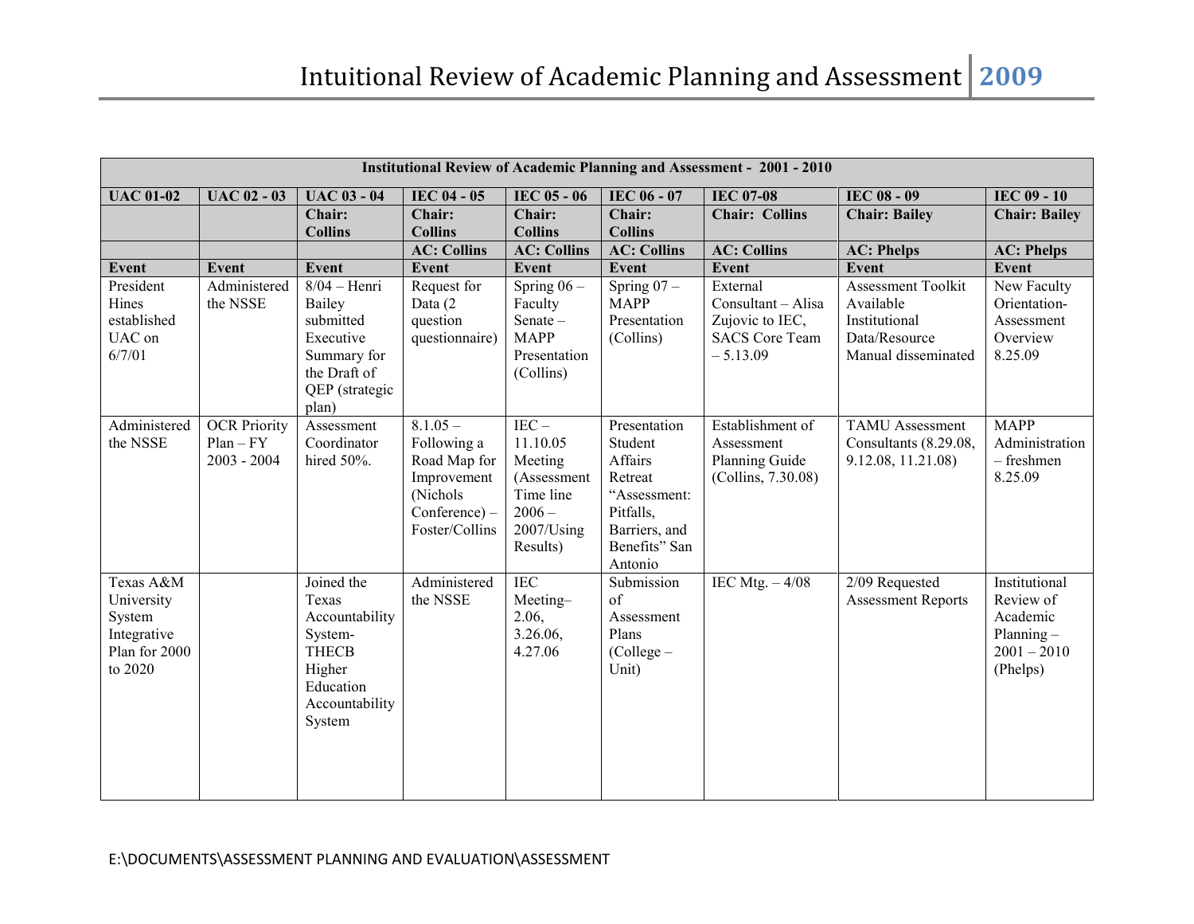| Institutional Review of Academic Planning and Assessment - 2001 - 2010 | | | | | | | | |
|---|---|---|---|---|---|---|---|---|
| **UAC 01-02** | **UAC 02 - 03** | **UAC 03 - 04** | **IEC 04 - 05** | **IEC 05 - 06** | **IEC 06 - 07** | **IEC 07-08** | **IEC 08 - 09** | **IEC 09 - 10** |
| | | **Chair: Collins** | **Chair: Collins** | **Chair: Collins** | **Chair: Collins** | **Chair: Collins** | **Chair: Bailey** | **Chair: Bailey** |
| | | | **AC: Collins** | **AC: Collins** | **AC: Collins** | **AC: Collins** | **AC: Phelps** | **AC: Phelps** |
| **Event** | **Event** | **Event** | **Event** | **Event** | **Event** | **Event** | **Event** | **Event** |
| President Hines established UAC on 6/7/01 | Administered the NSSE | 8/04 – Henri Bailey submitted Executive Summary for the Draft of QEP (strategic plan) | Request for Data (2 question questionnaire) | Spring 06 – Faculty Senate – MAPP Presentation (Collins) | Spring 07 – MAPP Presentation (Collins) | External Consultant – Alisa Zujovic to IEC, SACS Core Team – 5.13.09 | Assessment Toolkit Available Institutional Data/Resource Manual disseminated | New Faculty Orientation-Assessment Overview 8.25.09 |
| Administered the NSSE | OCR Priority Plan – FY 2003 - 2004 | Assessment Coordinator hired 50%. | 8.1.05 – Following a Road Map for Improvement (Nichols Conference) – Foster/Collins | IEC – 11.10.05 Meeting (Assessment Time line 2006 – 2007/Using Results) | Presentation Student Affairs Retreat "Assessment: Pitfalls, Barriers, and Benefits" San Antonio | Establishment of Assessment Planning Guide (Collins, 7.30.08) | TAMU Assessment Consultants (8.29.08, 9.12.08, 11.21.08) | MAPP Administration – freshmen 8.25.09 |
| Texas A&M University System Integrative Plan for 2000 to 2020 | | Joined the Texas Accountability System- THECB Higher Education Accountability System | Administered the NSSE | IEC Meeting– 2.06, 3.26.06, 4.27.06 | Submission of Assessment Plans (College – Unit) | IEC Mtg. – 4/08 | 2/09 Requested Assessment Reports | Institutional Review of Academic Planning – 2001 – 2010 (Phelps) |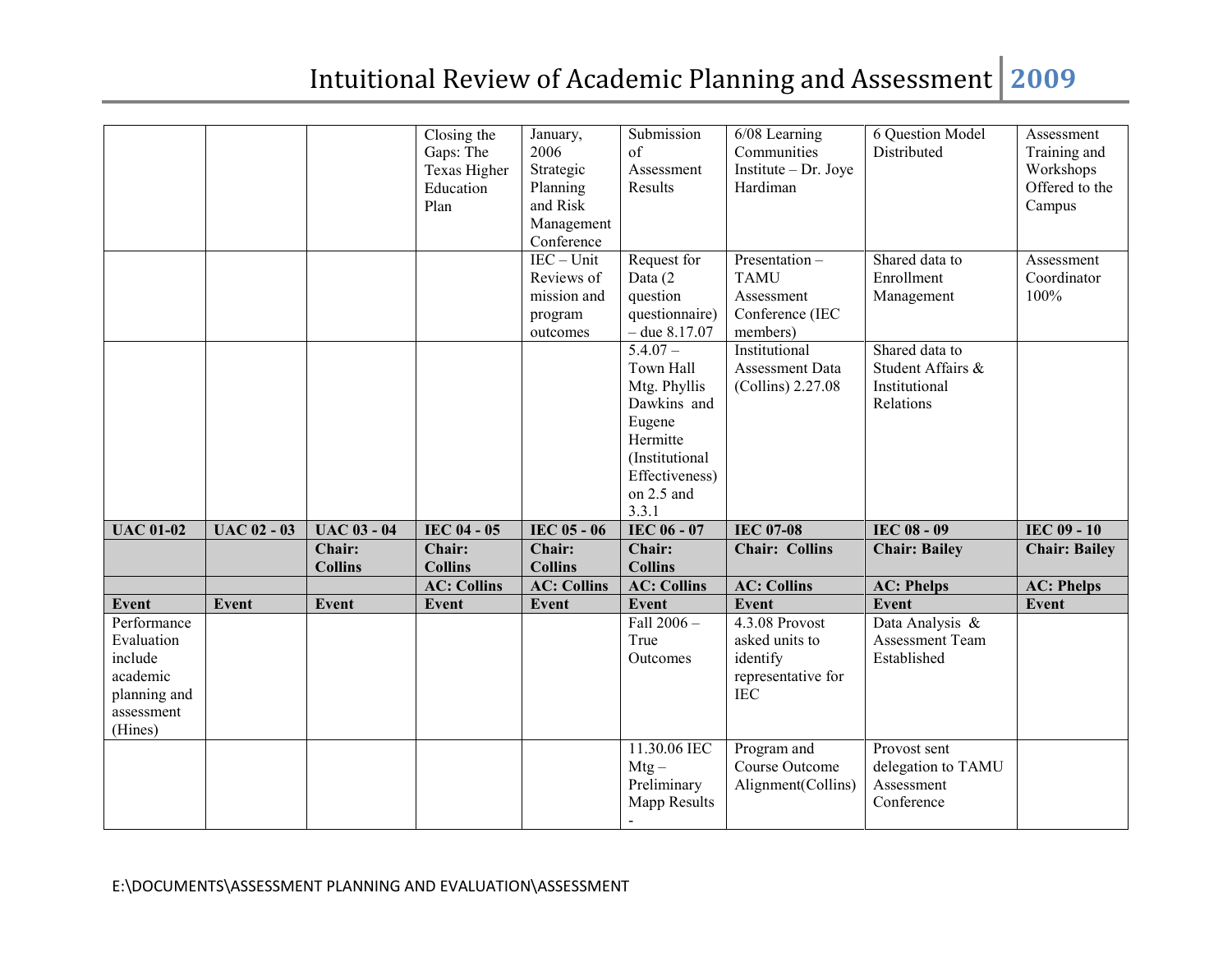| | | | Closing the Gaps: The Texas Higher Education Plan | January, 2006 Strategic Planning and Risk Management Conference | Submission of Assessment Results | 6/08 Learning Communities Institute – Dr. Joye Hardiman | 6 Question Model Distributed | Assessment Training and Workshops Offered to the Campus |
|---|---|---|---|---|---|---|---|---|
| | | | | IEC – Unit Reviews of mission and program outcomes | Request for Data (2 question questionnaire) – due 8.17.07 | Presentation – TAMU Assessment Conference (IEC members) | Shared data to Enrollment Management | Assessment Coordinator 100% |
| | | | | | 5.4.07 – Town Hall Mtg. Phyllis Dawkins and Eugene Hermitte (Institutional Effectiveness) on 2.5 and 3.3.1 | Institutional Assessment Data (Collins) 2.27.08 | Shared data to Student Affairs & Institutional Relations | |
| **UAC 01-02** | **UAC 02 - 03** | **UAC 03 - 04** | **IEC 04 - 05** | **IEC 05 - 06** | **IEC 06 - 07** | **IEC 07-08** | **IEC 08 - 09** | **IEC 09 - 10** |
| | | **Chair: Collins** | **Chair: Collins** | **Chair: Collins** | **Chair: Collins** | **Chair: Collins** | **Chair: Bailey** | **Chair: Bailey** |
| | | | **AC: Collins** | **AC: Collins** | **AC: Collins** | **AC: Collins** | **AC: Phelps** | **AC: Phelps** |
| **Event** | **Event** | **Event** | **Event** | **Event** | **Event** | **Event** | **Event** | **Event** |
| Performance Evaluation include academic planning and assessment (Hines) | | | | | Fall 2006 – True Outcomes | 4.3.08 Provost asked units to identify representative for IEC | Data Analysis & Assessment Team Established | |
| | | | | | 11.30.06 IEC Mtg – Preliminary Mapp Results - | Program and Course Outcome Alignment(Collins) | Provost sent delegation to TAMU Assessment Conference | |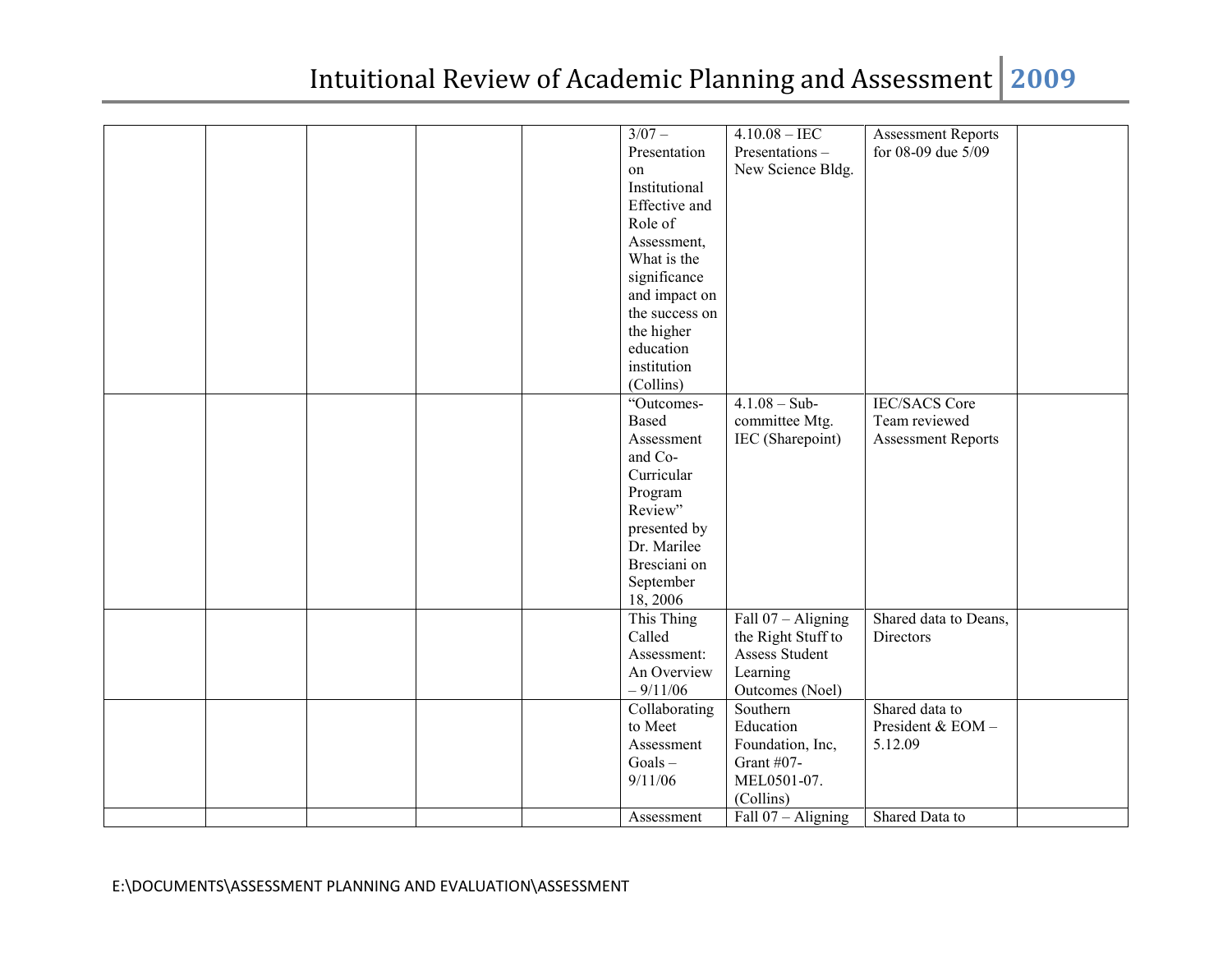| | | | | | | | | |
|---|---|---|---|---|---|---|---|---|
| | | | | | 3/07 – Presentation on Institutional Effective and Role of Assessment, What is the significance and impact on the success on the higher education institution (Collins) | 4.10.08 – IEC Presentations – New Science Bldg. | Assessment Reports for 08-09 due 5/09 | |
| | | | | | "Outcomes-Based Assessment and Co-Curricular Program Review" presented by Dr. Marilee Bresciani on September 18, 2006 | 4.1.08 – Sub-committee Mtg. IEC (Sharepoint) | IEC/SACS Core Team reviewed Assessment Reports | |
| | | | | | This Thing Called Assessment: An Overview – 9/11/06 | Fall 07 – Aligning the Right Stuff to Assess Student Learning Outcomes (Noel) | Shared data to Deans, Directors | |
| | | | | | Collaborating to Meet Assessment Goals – 9/11/06 | Southern Education Foundation, Inc, Grant #07-MEL0501-07. (Collins) | Shared data to President & EOM – 5.12.09 | |
| | | | | | Assessment | Fall 07 – Aligning | Shared Data to | |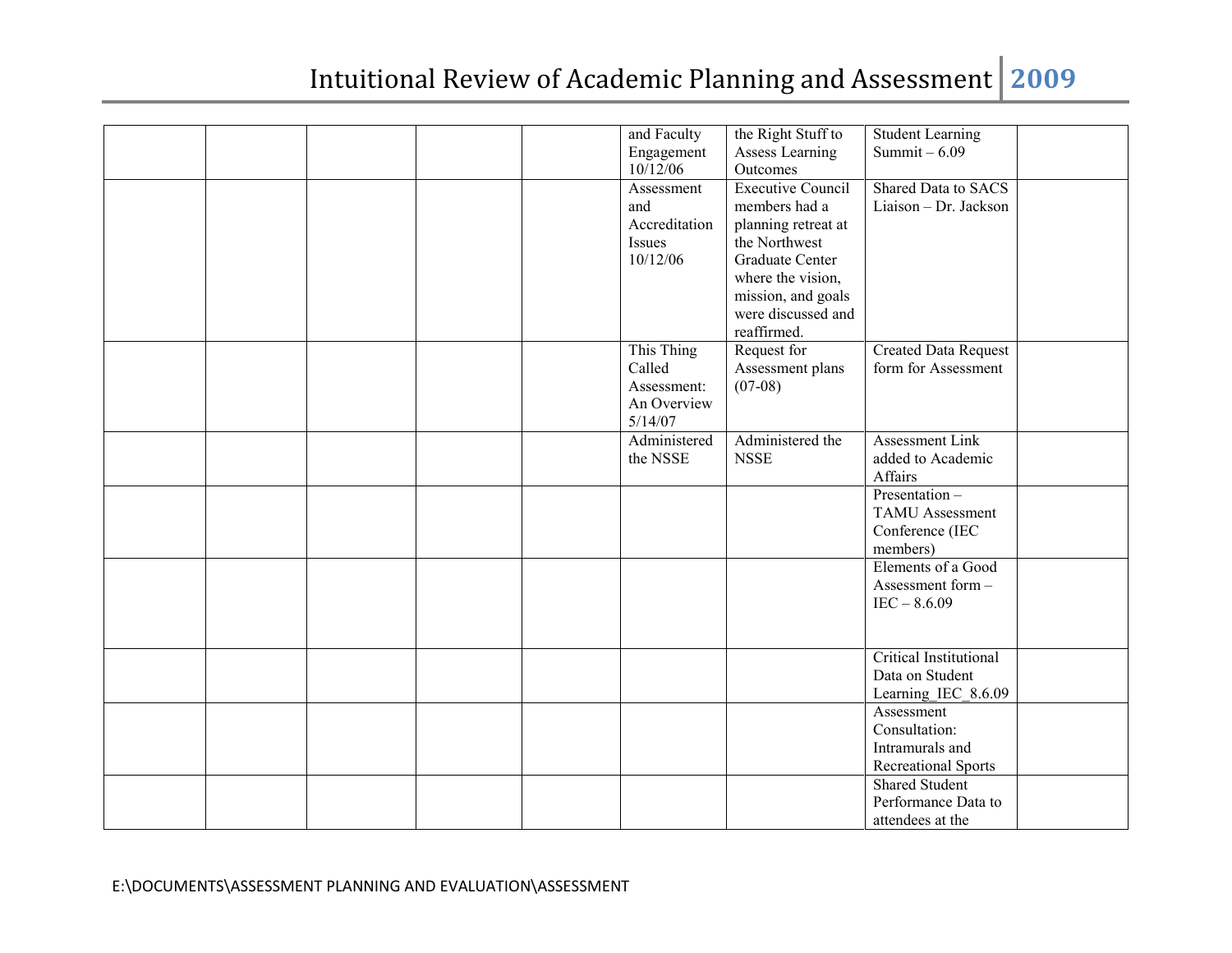| | | | | | | | | |
|---|---|---|---|---|---|---|---|---|
| | | | | | and Faculty Engagement 10/12/06 | the Right Stuff to Assess Learning Outcomes | Student Learning Summit – 6.09 | |
| | | | | | Assessment and Accreditation Issues 10/12/06 | Executive Council members had a planning retreat at the Northwest Graduate Center where the vision, mission, and goals were discussed and reaffirmed. | Shared Data to SACS Liaison – Dr. Jackson | |
| | | | | | This Thing Called Assessment: An Overview 5/14/07 | Request for Assessment plans (07-08) | Created Data Request form for Assessment | |
| | | | | | Administered the NSSE | Administered the NSSE | Assessment Link added to Academic Affairs | |
| | | | | | | | Presentation – TAMU Assessment Conference (IEC members) | |
| | | | | | | | Elements of a Good Assessment form – IEC – 8.6.09 | |
| | | | | | | | Critical Institutional Data on Student Learning_IEC_8.6.09 | |
| | | | | | | | Assessment Consultation: Intramurals and Recreational Sports | |
| | | | | | | | Shared Student Performance Data to attendees at the | |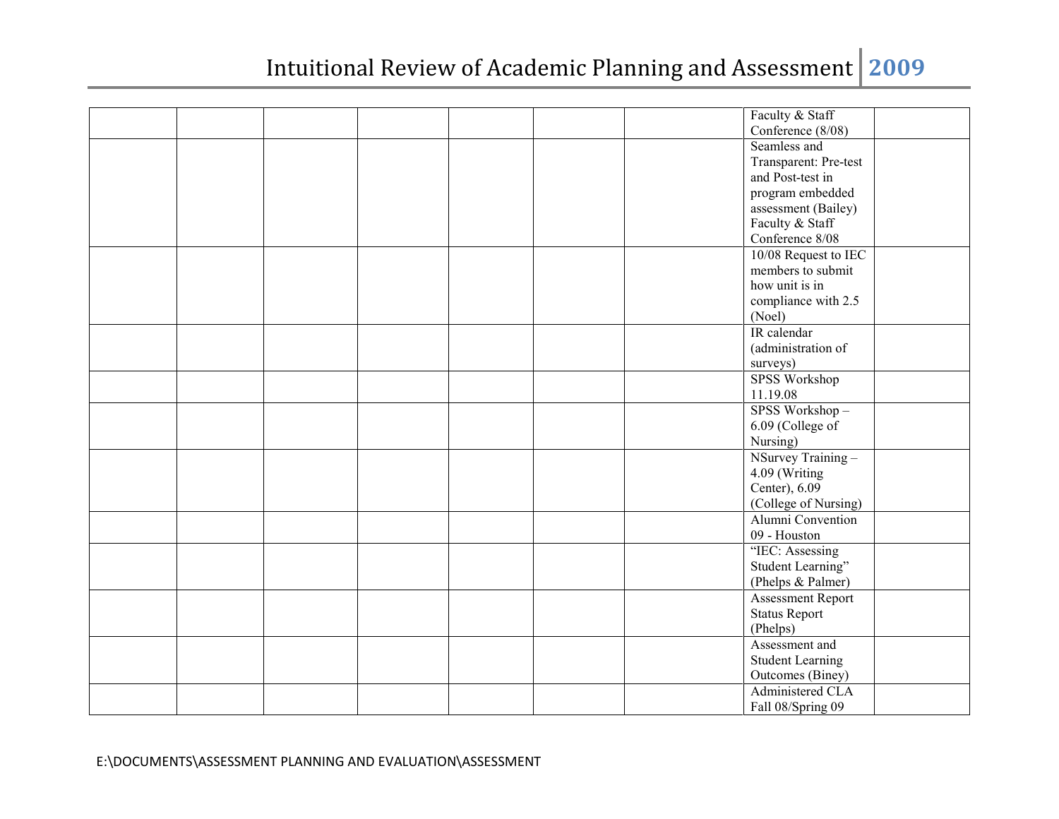| | | | | | | | | |
|---|---|---|---|---|---|---|---|---|
| | | | | | | | Faculty & Staff Conference (8/08) | |
| | | | | | | | Seamless and Transparent: Pre-test and Post-test in program embedded assessment (Bailey) Faculty & Staff Conference 8/08 | |
| | | | | | | | 10/08 Request to IEC members to submit how unit is in compliance with 2.5 (Noel) | |
| | | | | | | | IR calendar (administration of surveys) | |
| | | | | | | | SPSS Workshop 11.19.08 | |
| | | | | | | | SPSS Workshop – 6.09 (College of Nursing) | |
| | | | | | | | NSurvey Training – 4.09 (Writing Center), 6.09 (College of Nursing) | |
| | | | | | | | Alumni Convention 09 - Houston | |
| | | | | | | | "IEC: Assessing Student Learning" (Phelps & Palmer) | |
| | | | | | | | Assessment Report Status Report (Phelps) | |
| | | | | | | | Assessment and Student Learning Outcomes (Biney) | |
| | | | | | | | Administered CLA Fall 08/Spring 09 | |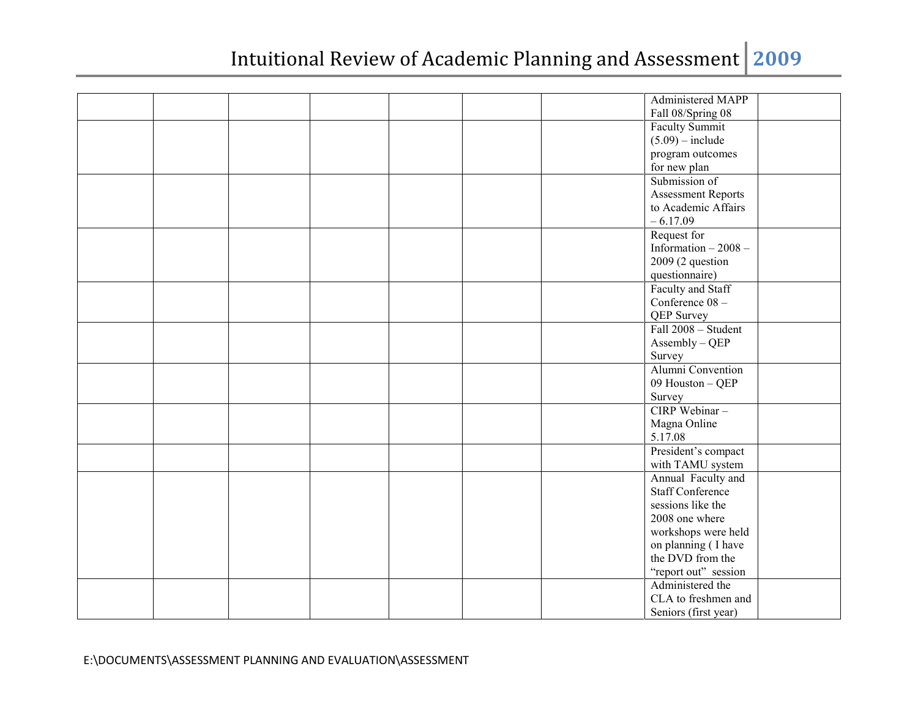| | | | | | | | | |
|---|---|---|---|---|---|---|---|---|
| | | | | | | | Administered MAPP Fall 08/Spring 08 | |
| | | | | | | | Faculty Summit (5.09) – include program outcomes for new plan | |
| | | | | | | | Submission of Assessment Reports to Academic Affairs – 6.17.09 | |
| | | | | | | | Request for Information – 2008 – 2009 (2 question questionnaire) | |
| | | | | | | | Faculty and Staff Conference 08 – QEP Survey | |
| | | | | | | | Fall 2008 – Student Assembly – QEP Survey | |
| | | | | | | | Alumni Convention 09 Houston – QEP Survey | |
| | | | | | | | CIRP Webinar – Magna Online 5.17.08 | |
| | | | | | | | President's compact with TAMU system | |
| | | | | | | | Annual Faculty and Staff Conference sessions like the 2008 one where workshops were held on planning ( I have the DVD from the "report out" session | |
| | | | | | | | Administered the CLA to freshmen and Seniors (first year) | |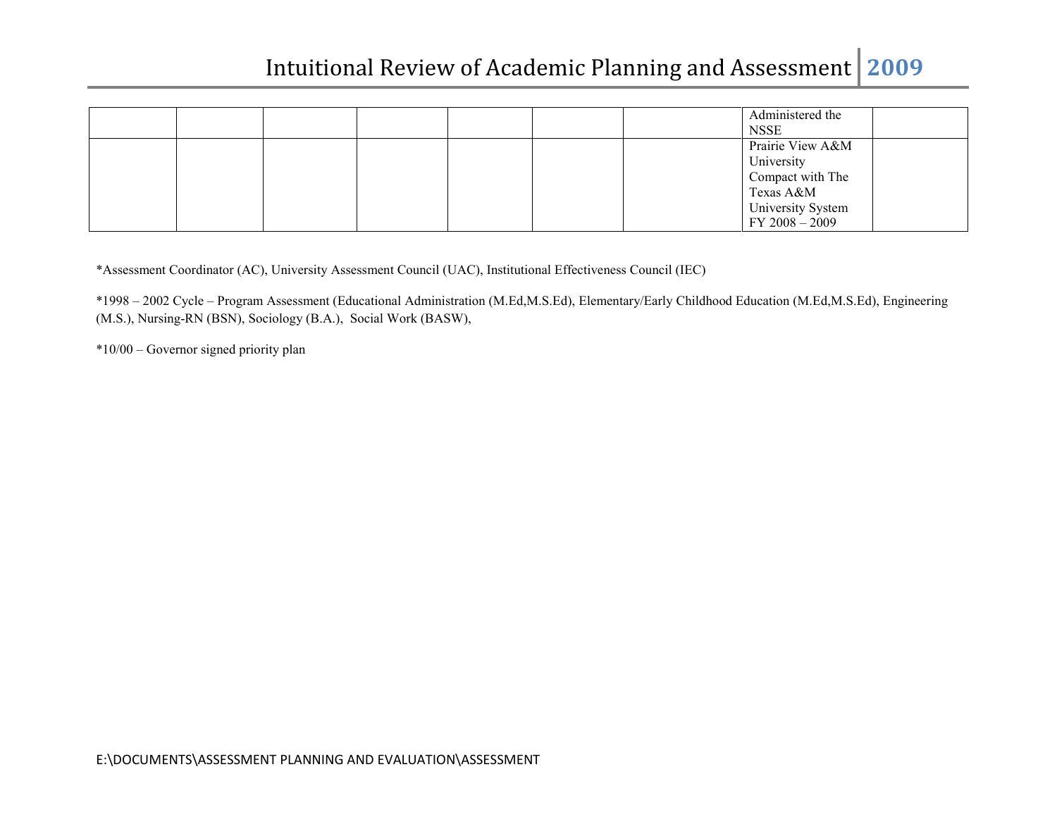| | | | | | | | | |
|---|---|---|---|---|---|---|---|---|
| | | | | | | | Administered the NSSE | |
| | | | | | | | Prairie View A&M University Compact with The Texas A&M University System FY 2008 – 2009 | |

*Assessment Coordinator (AC), University Assessment Council (UAC), Institutional Effectiveness Council (IEC)

*1998 – 2002 Cycle – Program Assessment (Educational Administration (M.Ed,M.S.Ed), Elementary/Early Childhood Education (M.Ed,M.S.Ed), Engineering (M.S.), Nursing-RN (BSN), Sociology (B.A.), Social Work (BASW),

*10/00 – Governor signed priority plan